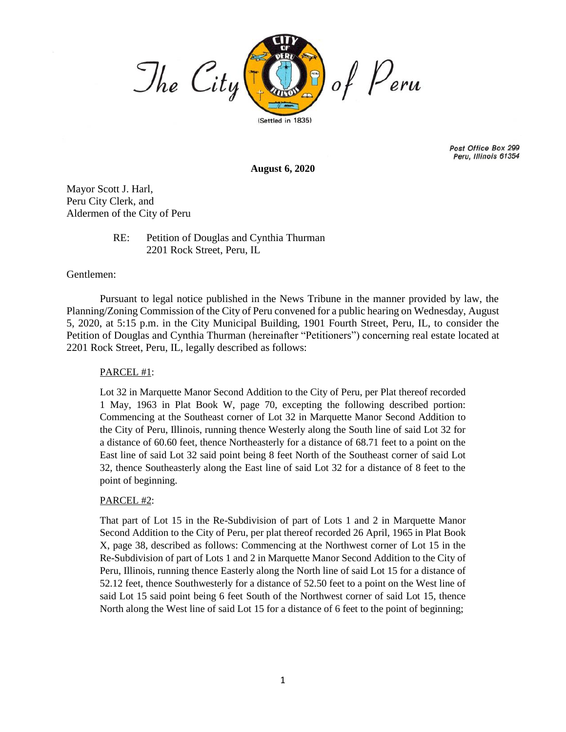The City of Peru

(Settled in 1835)

Post Office Box 299
Peru, Illinois 61354

**August 6, 2020**

Mayor Scott J. Harl,
Peru City Clerk, and
Aldermen of the City of Peru

RE: Petition of Douglas and Cynthia Thurman
2201 Rock Street, Peru, IL

Gentlemen:

Pursuant to legal notice published in the News Tribune in the manner provided by law, the Planning/Zoning Commission of the City of Peru convened for a public hearing on Wednesday, August 5, 2020, at 5:15 p.m. in the City Municipal Building, 1901 Fourth Street, Peru, IL, to consider the Petition of Douglas and Cynthia Thurman (hereinafter "Petitioners") concerning real estate located at 2201 Rock Street, Peru, IL, legally described as follows:

PARCEL #1:

Lot 32 in Marquette Manor Second Addition to the City of Peru, per Plat thereof recorded 1 May, 1963 in Plat Book W, page 70, excepting the following described portion: Commencing at the Southeast corner of Lot 32 in Marquette Manor Second Addition to the City of Peru, Illinois, running thence Westerly along the South line of said Lot 32 for a distance of 60.60 feet, thence Northeasterly for a distance of 68.71 feet to a point on the East line of said Lot 32 said point being 8 feet North of the Southeast corner of said Lot 32, thence Southeasterly along the East line of said Lot 32 for a distance of 8 feet to the point of beginning.

PARCEL #2:

That part of Lot 15 in the Re-Subdivision of part of Lots 1 and 2 in Marquette Manor Second Addition to the City of Peru, per plat thereof recorded 26 April, 1965 in Plat Book X, page 38, described as follows: Commencing at the Northwest corner of Lot 15 in the Re-Subdivision of part of Lots 1 and 2 in Marquette Manor Second Addition to the City of Peru, Illinois, running thence Easterly along the North line of said Lot 15 for a distance of 52.12 feet, thence Southwesterly for a distance of 52.50 feet to a point on the West line of said Lot 15 said point being 6 feet South of the Northwest corner of said Lot 15, thence North along the West line of said Lot 15 for a distance of 6 feet to the point of beginning;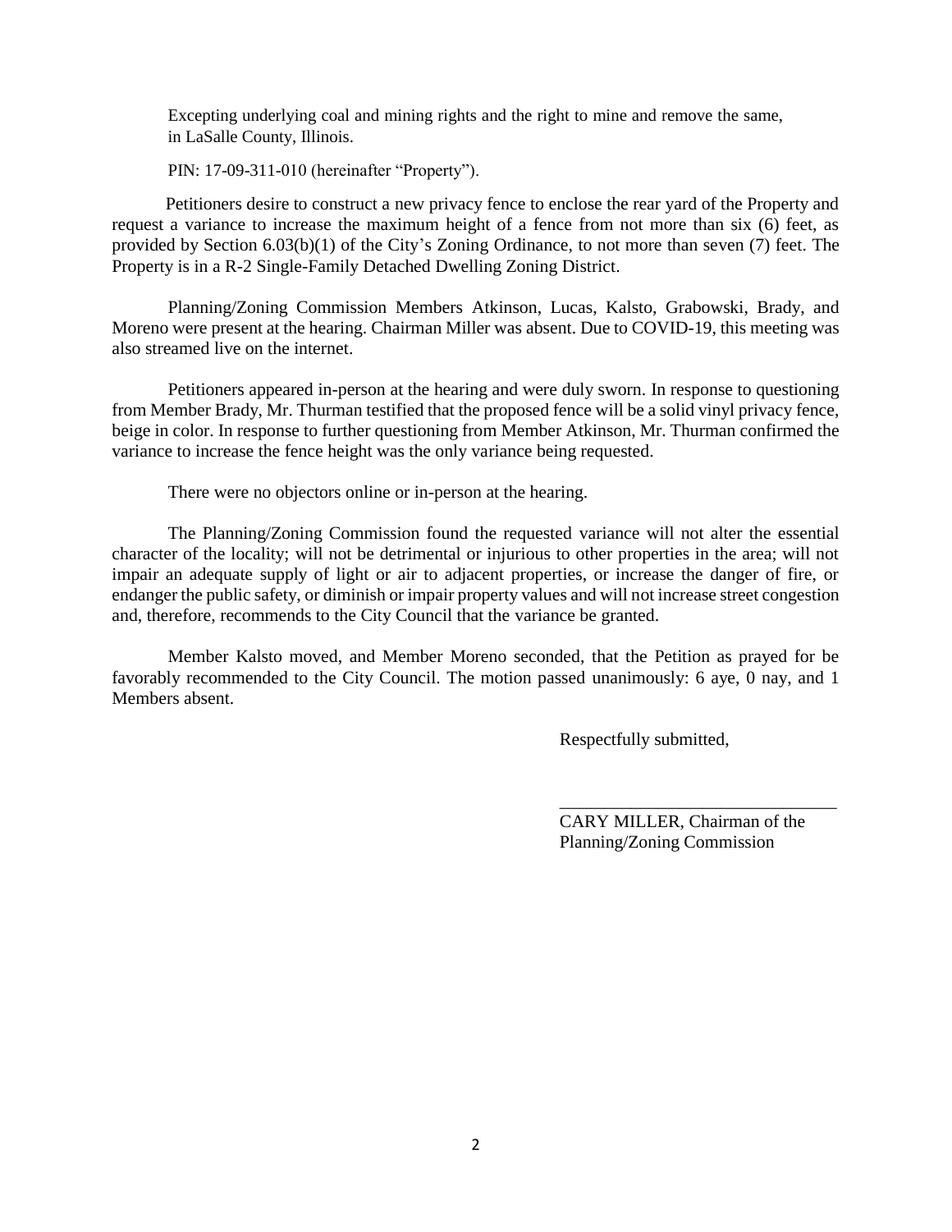Excepting underlying coal and mining rights and the right to mine and remove the same, in LaSalle County, Illinois.

PIN: 17-09-311-010 (hereinafter "Property").

Petitioners desire to construct a new privacy fence to enclose the rear yard of the Property and request a variance to increase the maximum height of a fence from not more than six (6) feet, as provided by Section 6.03(b)(1) of the City's Zoning Ordinance, to not more than seven (7) feet. The Property is in a R-2 Single-Family Detached Dwelling Zoning District.

Planning/Zoning Commission Members Atkinson, Lucas, Kalsto, Grabowski, Brady, and Moreno were present at the hearing. Chairman Miller was absent. Due to COVID-19, this meeting was also streamed live on the internet.

Petitioners appeared in-person at the hearing and were duly sworn. In response to questioning from Member Brady, Mr. Thurman testified that the proposed fence will be a solid vinyl privacy fence, beige in color. In response to further questioning from Member Atkinson, Mr. Thurman confirmed the variance to increase the fence height was the only variance being requested.

There were no objectors online or in-person at the hearing.

The Planning/Zoning Commission found the requested variance will not alter the essential character of the locality; will not be detrimental or injurious to other properties in the area; will not impair an adequate supply of light or air to adjacent properties, or increase the danger of fire, or endanger the public safety, or diminish or impair property values and will not increase street congestion and, therefore, recommends to the City Council that the variance be granted.

Member Kalsto moved, and Member Moreno seconded, that the Petition as prayed for be favorably recommended to the City Council. The motion passed unanimously: 6 aye, 0 nay, and 1 Members absent.

Respectfully submitted,

\_\_\_\_\_\_\_\_\_\_\_\_\_\_\_\_\_\_\_\_\_\_\_\_\_\_\_\_\_\_\_

CARY MILLER, Chairman of the Planning/Zoning Commission